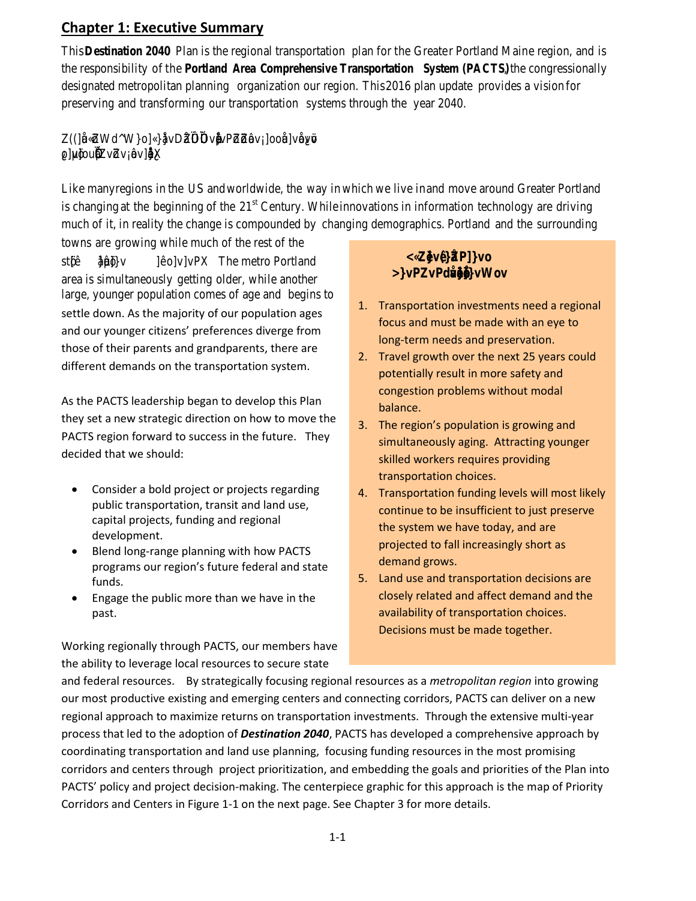## Chapter 1: Executive Summary

This **Destination 2040** Plan is the regional transportation plan for the Greater Portland Maine region, and is the responsibility of the **Portland Area Comprehensive Transportation System (PACTS)**, the congressionally designated metropolitan planning organization our region. This 2016 plan update provides a vision for preserving and transforming our transportation systems through the year 2040.

Z((]å«ZWd^W}o]«}åvDŽÏÕÕvåvPZžžêv¡]ooå]vå ůü
ø]µ]ouŽvZ v¡êv]åX

Like many regions in the US and worldwide, the way in which we live in and move around Greater Portland is changing at the beginning of the 21st Century. While innovations in information technology are driving much of it, in reality the change is compounded by changing demographics. Portland and the surrounding towns are growing while much of the rest of the stĉê åµ}v ]êo]v]vPX The metro Portland area is simultaneously getting older, while another large, younger population comes of age and begins to settle down. As the majority of our population ages and our younger citizens' preferences diverge from those of their parents and grandparents, there are different demands on the transportation system.

**<«Zåvê}ŽP]}vo >}vPZvPdµåå}vWov**

1. Transportation investments need a regional focus and must be made with an eye to long-term needs and preservation.
2. Travel growth over the next 25 years could potentially result in more safety and congestion problems without modal balance.
3. The region's population is growing and simultaneously aging. Attracting younger skilled workers requires providing transportation choices.
4. Transportation funding levels will most likely continue to be insufficient to just preserve the system we have today, and are projected to fall increasingly short as demand grows.
5. Land use and transportation decisions are closely related and affect demand and the availability of transportation choices. Decisions must be made together.

As the PACTS leadership began to develop this Plan they set a new strategic direction on how to move the PACTS region forward to success in the future. They decided that we should:

- Consider a bold project or projects regarding public transportation, transit and land use, capital projects, funding and regional development.
- Blend long-range planning with how PACTS programs our region's future federal and state funds.
- Engage the public more than we have in the past.

Working regionally through PACTS, our members have the ability to leverage local resources to secure state and federal resources. By strategically focusing regional resources as a *metropolitan region* into growing our most productive existing and emerging centers and connecting corridors, PACTS can deliver on a new regional approach to maximize returns on transportation investments. Through the extensive multi-year process that led to the adoption of ***Destination 2040***, PACTS has developed a comprehensive approach by coordinating transportation and land use planning, focusing funding resources in the most promising corridors and centers through project prioritization, and embedding the goals and priorities of the Plan into PACTS' policy and project decision-making. The centerpiece graphic for this approach is the map of Priority Corridors and Centers in Figure 1-1 on the next page. See Chapter 3 for more details.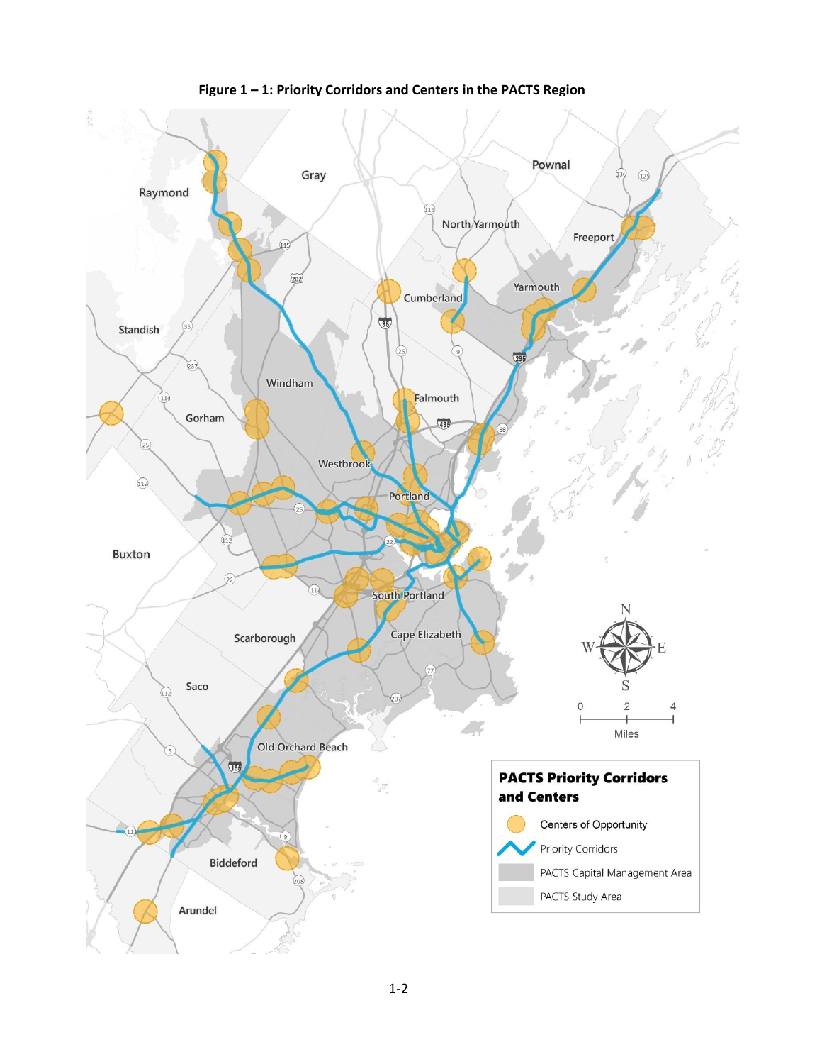**Figure 1 – 1: Priority Corridors and Centers in the PACTS Region**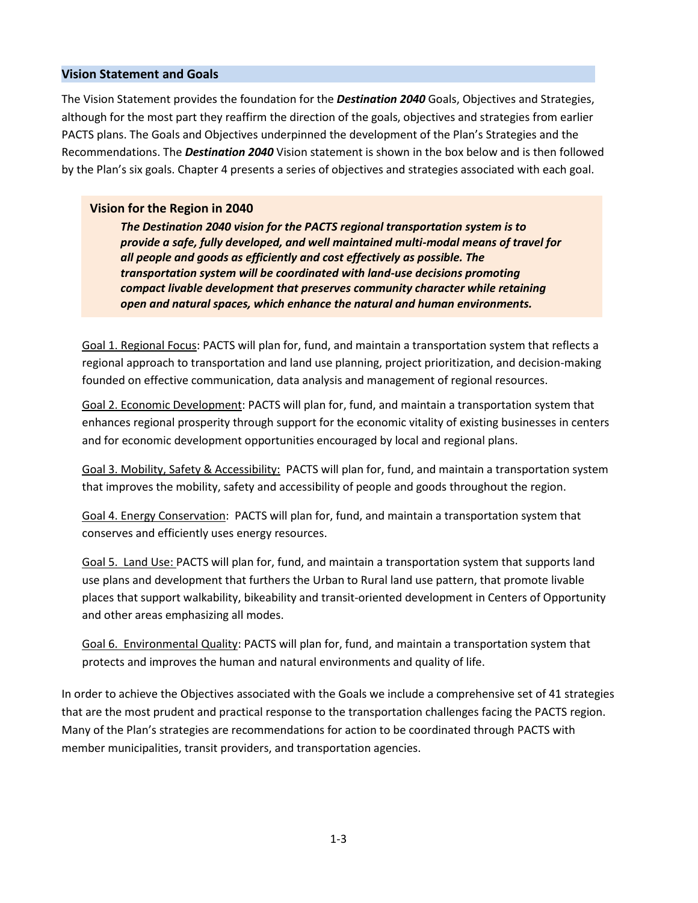## Vision Statement and Goals

The Vision Statement provides the foundation for the ***Destination 2040*** Goals, Objectives and Strategies, although for the most part they reaffirm the direction of the goals, objectives and strategies from earlier PACTS plans. The Goals and Objectives underpinned the development of the Plan's Strategies and the Recommendations. The ***Destination 2040*** Vision statement is shown in the box below and is then followed by the Plan's six goals. Chapter 4 presents a series of objectives and strategies associated with each goal.

> **Vision for the Region in 2040**
>
> ***The Destination 2040 vision for the PACTS regional transportation system is to provide a safe, fully developed, and well maintained multi-modal means of travel for all people and goods as efficiently and cost effectively as possible. The transportation system will be coordinated with land-use decisions promoting compact livable development that preserves community character while retaining open and natural spaces, which enhance the natural and human environments.***

<u>Goal 1. Regional Focus</u>: PACTS will plan for, fund, and maintain a transportation system that reflects a regional approach to transportation and land use planning, project prioritization, and decision-making founded on effective communication, data analysis and management of regional resources.

<u>Goal 2. Economic Development</u>: PACTS will plan for, fund, and maintain a transportation system that enhances regional prosperity through support for the economic vitality of existing businesses in centers and for economic development opportunities encouraged by local and regional plans.

<u>Goal 3. Mobility, Safety & Accessibility:</u> PACTS will plan for, fund, and maintain a transportation system that improves the mobility, safety and accessibility of people and goods throughout the region.

<u>Goal 4. Energy Conservation</u>: PACTS will plan for, fund, and maintain a transportation system that conserves and efficiently uses energy resources.

<u>Goal 5. Land Use:</u> PACTS will plan for, fund, and maintain a transportation system that supports land use plans and development that furthers the Urban to Rural land use pattern, that promote livable places that support walkability, bikeability and transit-oriented development in Centers of Opportunity and other areas emphasizing all modes.

<u>Goal 6. Environmental Quality</u>: PACTS will plan for, fund, and maintain a transportation system that protects and improves the human and natural environments and quality of life.

In order to achieve the Objectives associated with the Goals we include a comprehensive set of 41 strategies that are the most prudent and practical response to the transportation challenges facing the PACTS region. Many of the Plan's strategies are recommendations for action to be coordinated through PACTS with member municipalities, transit providers, and transportation agencies.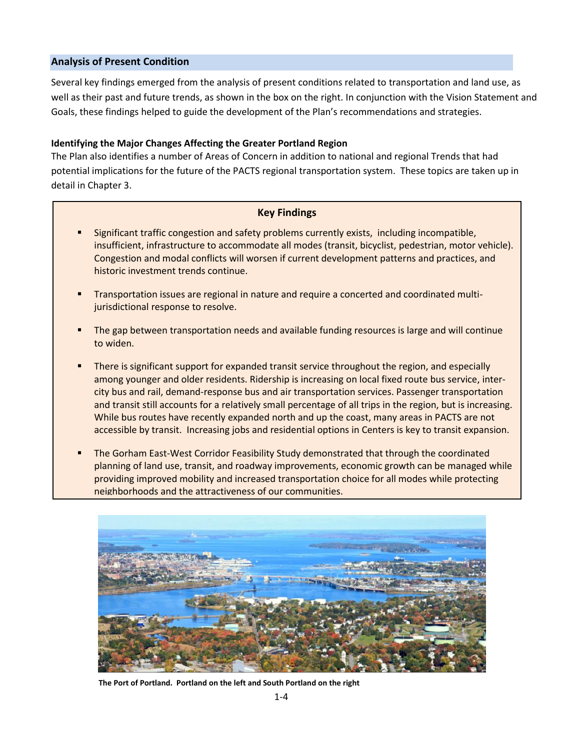## Analysis of Present Condition

Several key findings emerged from the analysis of present conditions related to transportation and land use, as well as their past and future trends, as shown in the box on the right. In conjunction with the Vision Statement and Goals, these findings helped to guide the development of the Plan's recommendations and strategies.

**Identifying the Major Changes Affecting the Greater Portland Region**

The Plan also identifies a number of Areas of Concern in addition to national and regional Trends that had potential implications for the future of the PACTS regional transportation system. These topics are taken up in detail in Chapter 3.

**Key Findings**

- Significant traffic congestion and safety problems currently exists, including incompatible, insufficient, infrastructure to accommodate all modes (transit, bicyclist, pedestrian, motor vehicle). Congestion and modal conflicts will worsen if current development patterns and practices, and historic investment trends continue.
- Transportation issues are regional in nature and require a concerted and coordinated multi-jurisdictional response to resolve.
- The gap between transportation needs and available funding resources is large and will continue to widen.
- There is significant support for expanded transit service throughout the region, and especially among younger and older residents. Ridership is increasing on local fixed route bus service, inter-city bus and rail, demand-response bus and air transportation services. Passenger transportation and transit still accounts for a relatively small percentage of all trips in the region, but is increasing. While bus routes have recently expanded north and up the coast, many areas in PACTS are not accessible by transit. Increasing jobs and residential options in Centers is key to transit expansion.
- The Gorham East-West Corridor Feasibility Study demonstrated that through the coordinated planning of land use, transit, and roadway improvements, economic growth can be managed while providing improved mobility and increased transportation choice for all modes while protecting neighborhoods and the attractiveness of our communities.

**The Port of Portland. Portland on the left and South Portland on the right**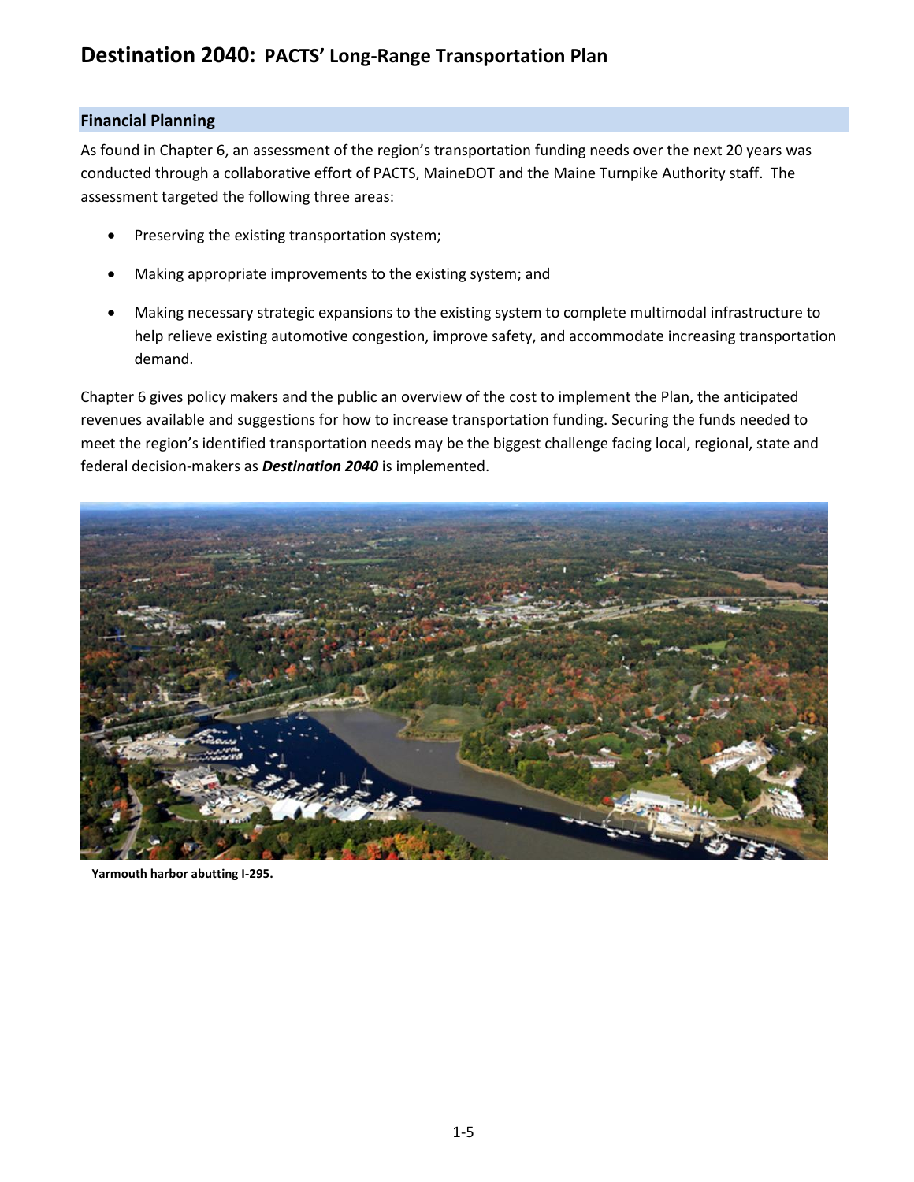## Financial Planning

As found in Chapter 6, an assessment of the region's transportation funding needs over the next 20 years was conducted through a collaborative effort of PACTS, MaineDOT and the Maine Turnpike Authority staff. The assessment targeted the following three areas:

- Preserving the existing transportation system;
- Making appropriate improvements to the existing system; and
- Making necessary strategic expansions to the existing system to complete multimodal infrastructure to help relieve existing automotive congestion, improve safety, and accommodate increasing transportation demand.

Chapter 6 gives policy makers and the public an overview of the cost to implement the Plan, the anticipated revenues available and suggestions for how to increase transportation funding. Securing the funds needed to meet the region's identified transportation needs may be the biggest challenge facing local, regional, state and federal decision-makers as ***Destination 2040*** is implemented.

**Yarmouth harbor abutting I-295.**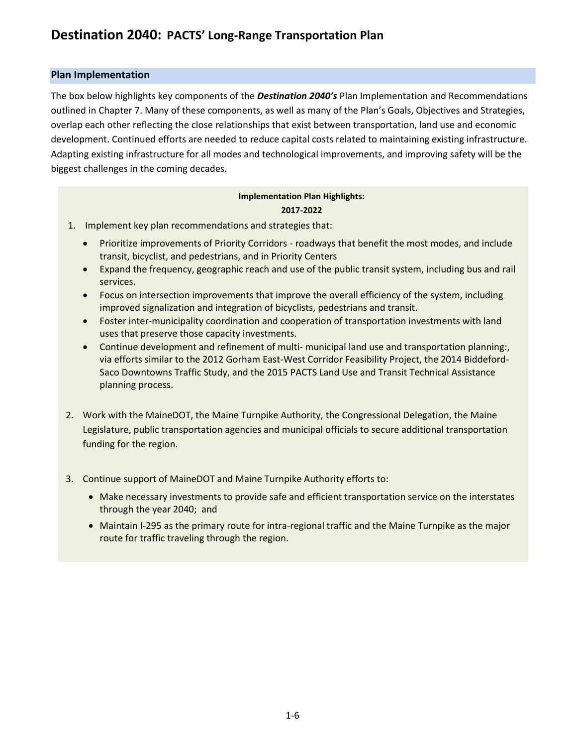## Plan Implementation

The box below highlights key components of the ***Destination 2040's*** Plan Implementation and Recommendations outlined in Chapter 7. Many of these components, as well as many of the Plan's Goals, Objectives and Strategies, overlap each other reflecting the close relationships that exist between transportation, land use and economic development. Continued efforts are needed to reduce capital costs related to maintaining existing infrastructure. Adapting existing infrastructure for all modes and technological improvements, and improving safety will be the biggest challenges in the coming decades.

**Implementation Plan Highlights:**
**2017-2022**

1. Implement key plan recommendations and strategies that:
   - Prioritize improvements of Priority Corridors - roadways that benefit the most modes, and include transit, bicyclist, and pedestrians, and in Priority Centers
   - Expand the frequency, geographic reach and use of the public transit system, including bus and rail services.
   - Focus on intersection improvements that improve the overall efficiency of the system, including improved signalization and integration of bicyclists, pedestrians and transit.
   - Foster inter-municipality coordination and cooperation of transportation investments with land uses that preserve those capacity investments.
   - Continue development and refinement of multi- municipal land use and transportation planning:, via efforts similar to the 2012 Gorham East-West Corridor Feasibility Project, the 2014 Biddeford-Saco Downtowns Traffic Study, and the 2015 PACTS Land Use and Transit Technical Assistance planning process.

2. Work with the MaineDOT, the Maine Turnpike Authority, the Congressional Delegation, the Maine Legislature, public transportation agencies and municipal officials to secure additional transportation funding for the region.

3. Continue support of MaineDOT and Maine Turnpike Authority efforts to:
   - Make necessary investments to provide safe and efficient transportation service on the interstates through the year 2040; and
   - Maintain I-295 as the primary route for intra-regional traffic and the Maine Turnpike as the major route for traffic traveling through the region.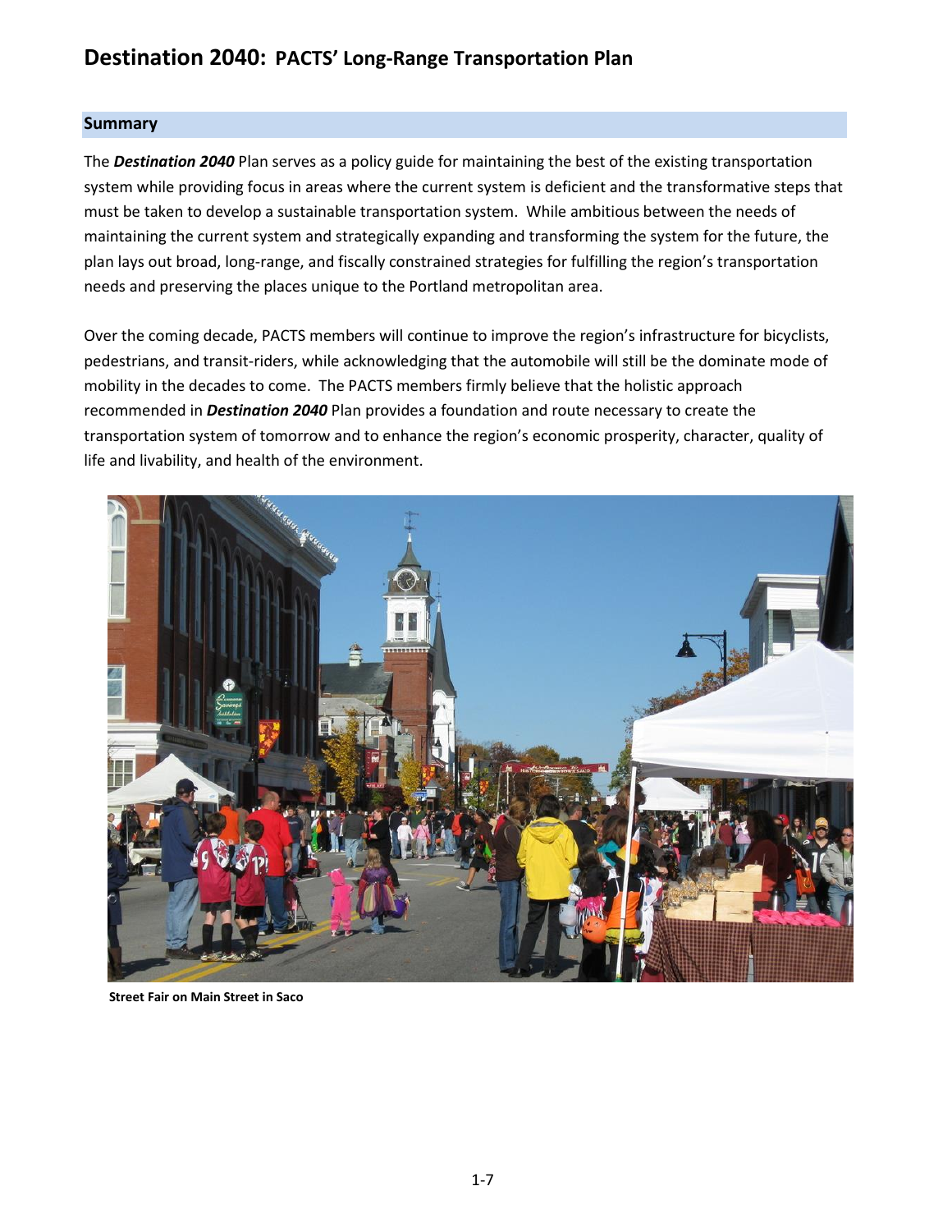# Destination 2040: PACTS' Long-Range Transportation Plan

## Summary

The ***Destination 2040*** Plan serves as a policy guide for maintaining the best of the existing transportation system while providing focus in areas where the current system is deficient and the transformative steps that must be taken to develop a sustainable transportation system. While ambitious between the needs of maintaining the current system and strategically expanding and transforming the system for the future, the plan lays out broad, long-range, and fiscally constrained strategies for fulfilling the region's transportation needs and preserving the places unique to the Portland metropolitan area.

Over the coming decade, PACTS members will continue to improve the region's infrastructure for bicyclists, pedestrians, and transit-riders, while acknowledging that the automobile will still be the dominate mode of mobility in the decades to come. The PACTS members firmly believe that the holistic approach recommended in ***Destination 2040*** Plan provides a foundation and route necessary to create the transportation system of tomorrow and to enhance the region's economic prosperity, character, quality of life and livability, and health of the environment.

**Street Fair on Main Street in Saco**